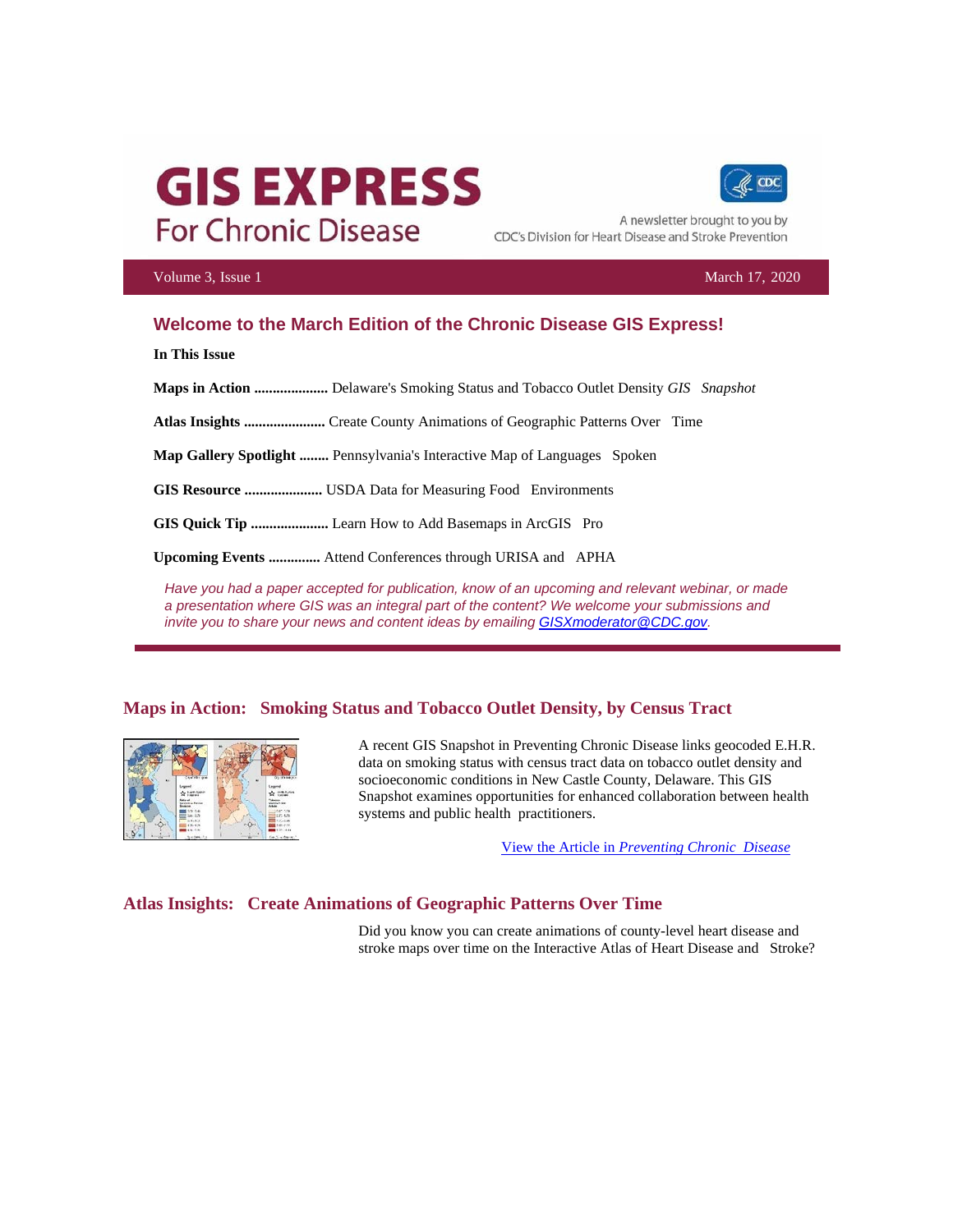# GIS EXPRESS
## For Chronic Disease

A newsletter brought to you by CDC's Division for Heart Disease and Stroke Prevention

Volume 3, Issue 1 March 17, 2020

## Welcome to the March Edition of the Chronic Disease GIS Express!

**In This Issue**

**Maps in Action ....................** Delaware's Smoking Status and Tobacco Outlet Density *GIS Snapshot*

**Atlas Insights ......................** Create County Animations of Geographic Patterns Over Time

**Map Gallery Spotlight ........** Pennsylvania's Interactive Map of Languages Spoken

**GIS Resource .....................** USDA Data for Measuring Food Environments

**GIS Quick Tip .....................** Learn How to Add Basemaps in ArcGIS Pro

**Upcoming Events .............** Attend Conferences through URISA and APHA

*Have you had a paper accepted for publication, know of an upcoming and relevant webinar, or made a presentation where GIS was an integral part of the content? We welcome your submissions and invite you to share your news and content ideas by emailing [GISXmoderator@CDC.gov](mailto:GISXmoderator@CDC.gov).*

## Maps in Action: Smoking Status and Tobacco Outlet Density, by Census Tract

A recent GIS Snapshot in Preventing Chronic Disease links geocoded E.H.R. data on smoking status with census tract data on tobacco outlet density and socioeconomic conditions in New Castle County, Delaware. This GIS Snapshot examines opportunities for enhanced collaboration between health systems and public health practitioners.

View the Article in *Preventing Chronic Disease*

## Atlas Insights: Create Animations of Geographic Patterns Over Time

Did you know you can create animations of county-level heart disease and stroke maps over time on the Interactive Atlas of Heart Disease and Stroke?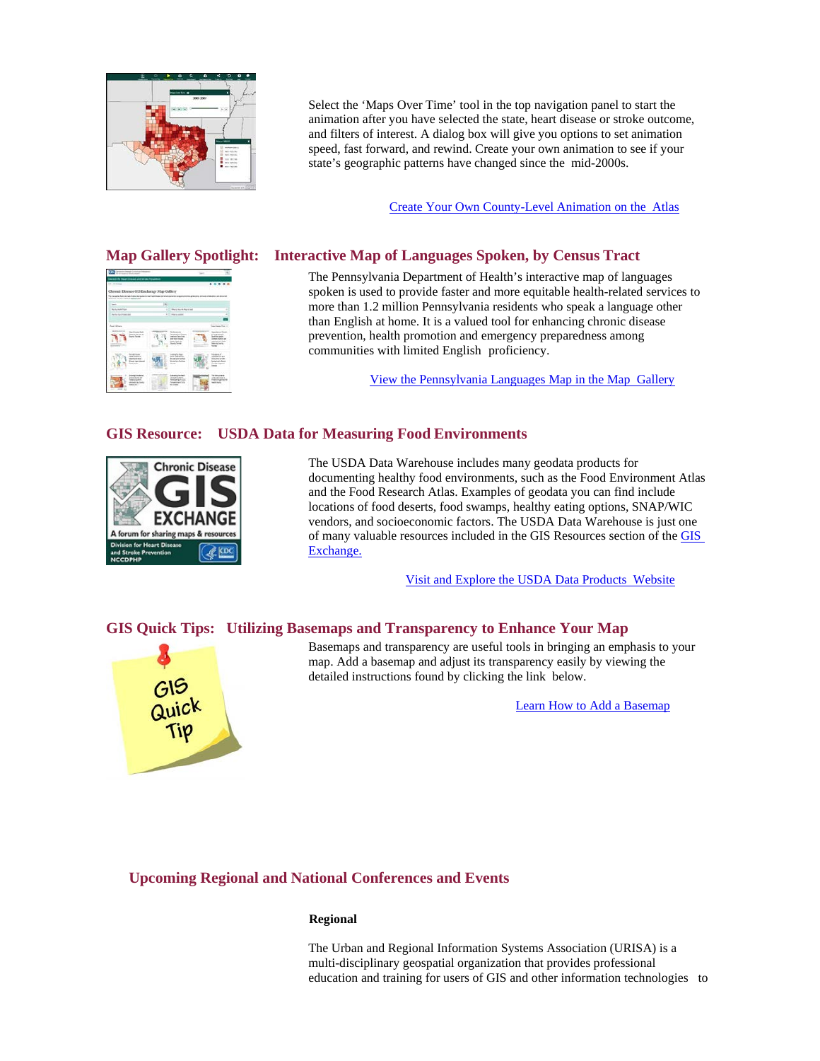Select the 'Maps Over Time' tool in the top navigation panel to start the animation after you have selected the state, heart disease or stroke outcome, and filters of interest. A dialog box will give you options to set animation speed, fast forward, and rewind. Create your own animation to see if your state's geographic patterns have changed since the mid-2000s.

Create Your Own County-Level Animation on the Atlas

## Map Gallery Spotlight: Interactive Map of Languages Spoken, by Census Tract

The Pennsylvania Department of Health's interactive map of languages spoken is used to provide faster and more equitable health-related services to more than 1.2 million Pennsylvania residents who speak a language other than English at home. It is a valued tool for enhancing chronic disease prevention, health promotion and emergency preparedness among communities with limited English proficiency.

View the Pennsylvania Languages Map in the Map Gallery

## GIS Resource: USDA Data for Measuring Food Environments

The USDA Data Warehouse includes many geodata products for documenting healthy food environments, such as the Food Environment Atlas and the Food Research Atlas. Examples of geodata you can find include locations of food deserts, food swamps, healthy eating options, SNAP/WIC vendors, and socioeconomic factors. The USDA Data Warehouse is just one of many valuable resources included in the GIS Resources section of the GIS Exchange.

Visit and Explore the USDA Data Products Website

## GIS Quick Tips: Utilizing Basemaps and Transparency to Enhance Your Map

Basemaps and transparency are useful tools in bringing an emphasis to your map. Add a basemap and adjust its transparency easily by viewing the detailed instructions found by clicking the link below.

Learn How to Add a Basemap

## Upcoming Regional and National Conferences and Events

**Regional**

The Urban and Regional Information Systems Association (URISA) is a multi-disciplinary geospatial organization that provides professional education and training for users of GIS and other information technologies to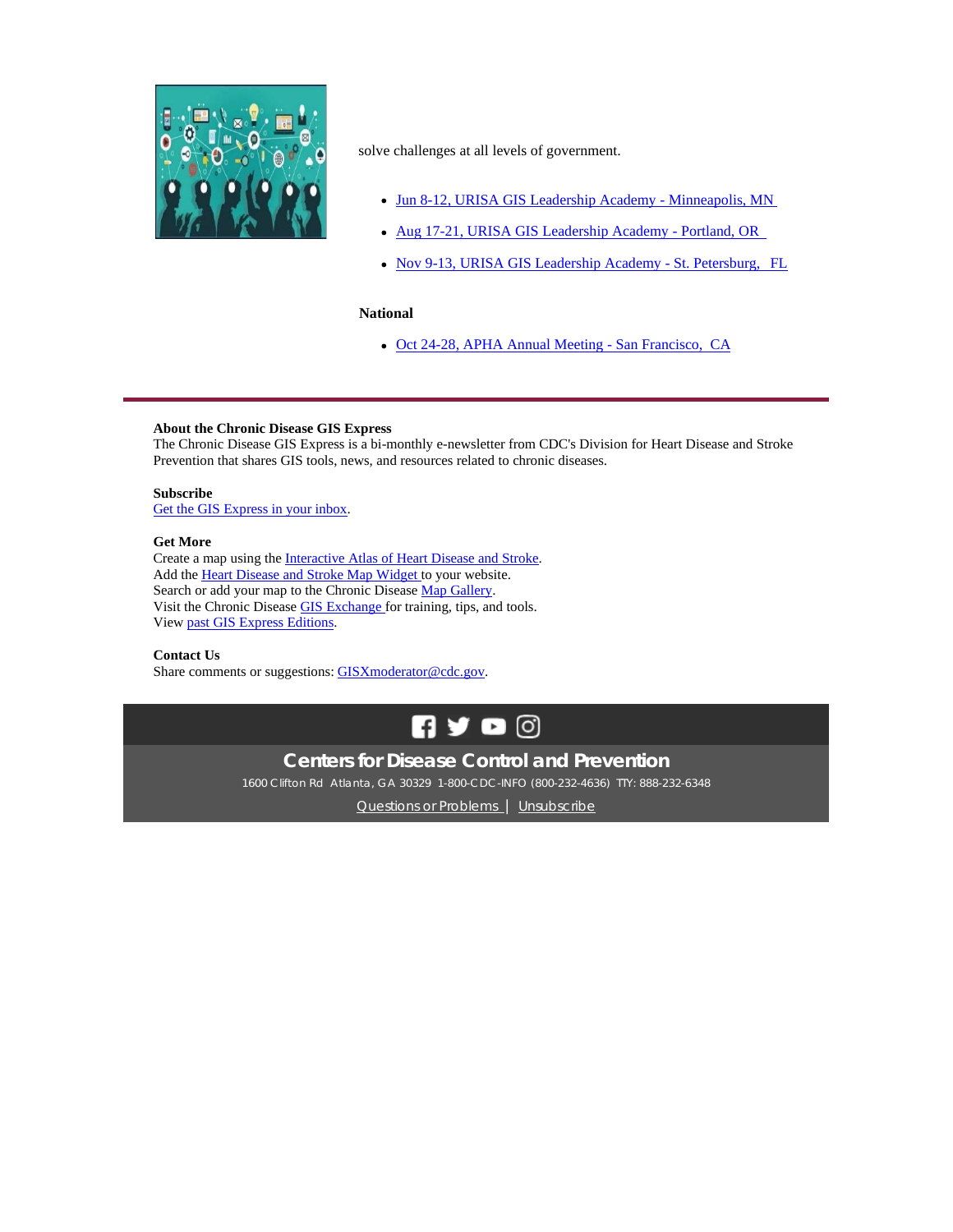solve challenges at all levels of government.

- Jun 8-12, URISA GIS Leadership Academy - Minneapolis, MN
- Aug 17-21, URISA GIS Leadership Academy - Portland, OR
- Nov 9-13, URISA GIS Leadership Academy - St. Petersburg, FL

**National**

- Oct 24-28, APHA Annual Meeting - San Francisco, CA

---

**About the Chronic Disease GIS Express**
The Chronic Disease GIS Express is a bi-monthly e-newsletter from CDC's Division for Heart Disease and Stroke Prevention that shares GIS tools, news, and resources related to chronic diseases.

**Subscribe**
Get the GIS Express in your inbox.

**Get More**
Create a map using the Interactive Atlas of Heart Disease and Stroke.
Add the Heart Disease and Stroke Map Widget to your website.
Search or add your map to the Chronic Disease Map Gallery.
Visit the Chronic Disease GIS Exchange for training, tips, and tools.
View past GIS Express Editions.

**Contact Us**
Share comments or suggestions: GISXmoderator@cdc.gov.

**Centers for Disease Control and Prevention**
1600 Clifton Rd Atlanta, GA 30329 1-800-CDC-INFO (800-232-4636) TTY: 888-232-6348
Questions or Problems | Unsubscribe